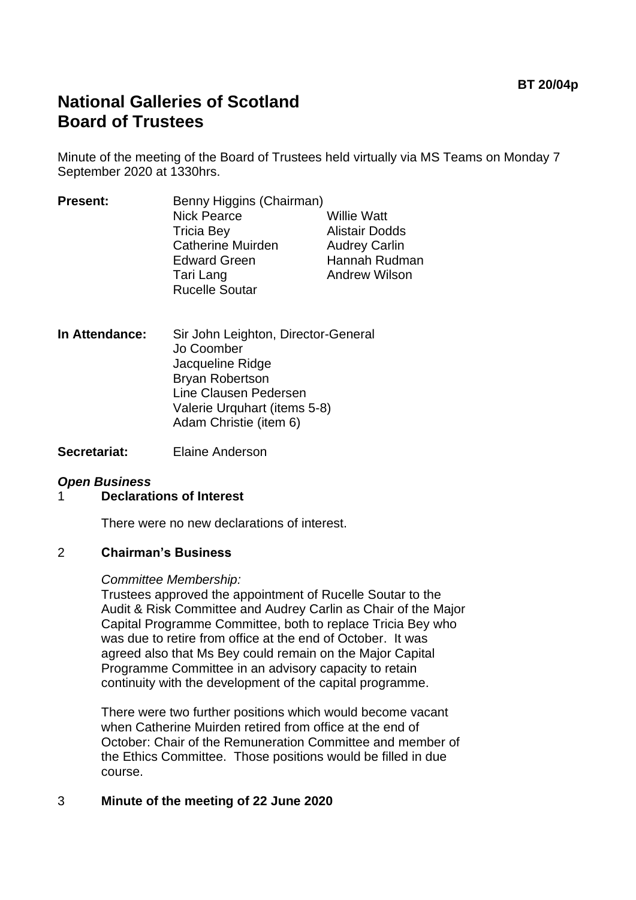**BT 20/04p**

# National Galleries of Scotland
# Board of Trustees

Minute of the meeting of the Board of Trustees held virtually via MS Teams on Monday 7 September 2020 at 1330hrs.

**Present:** Benny Higgins (Chairman)
Nick Pearce
Tricia Bey
Catherine Muirden
Edward Green
Tari Lang
Rucelle Soutar
Willie Watt
Alistair Dodds
Audrey Carlin
Hannah Rudman
Andrew Wilson

**In Attendance:** Sir John Leighton, Director-General
Jo Coomber
Jacqueline Ridge
Bryan Robertson
Line Clausen Pedersen
Valerie Urquhart (items 5-8)
Adam Christie (item 6)

**Secretariat:** Elaine Anderson

***Open Business***

## 1 Declarations of Interest

There were no new declarations of interest.

## 2 Chairman's Business

*Committee Membership:*

Trustees approved the appointment of Rucelle Soutar to the Audit & Risk Committee and Audrey Carlin as Chair of the Major Capital Programme Committee, both to replace Tricia Bey who was due to retire from office at the end of October. It was agreed also that Ms Bey could remain on the Major Capital Programme Committee in an advisory capacity to retain continuity with the development of the capital programme.

There were two further positions which would become vacant when Catherine Muirden retired from office at the end of October: Chair of the Remuneration Committee and member of the Ethics Committee. Those positions would be filled in due course.

## 3 Minute of the meeting of 22 June 2020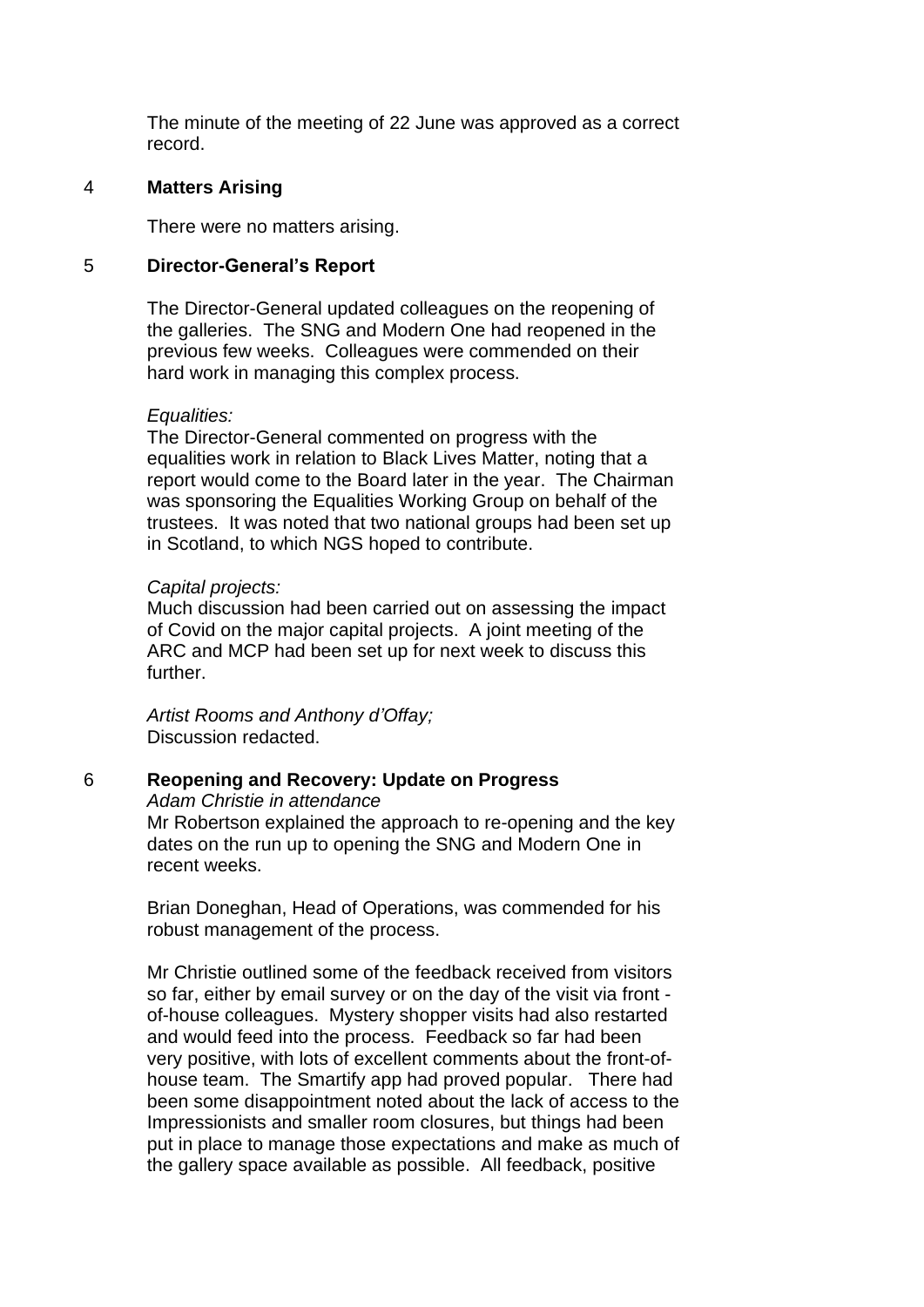The minute of the meeting of 22 June was approved as a correct record.

## 4 Matters Arising

There were no matters arising.

## 5 Director-General's Report

The Director-General updated colleagues on the reopening of the galleries. The SNG and Modern One had reopened in the previous few weeks. Colleagues were commended on their hard work in managing this complex process.

*Equalities:*
The Director-General commented on progress with the equalities work in relation to Black Lives Matter, noting that a report would come to the Board later in the year. The Chairman was sponsoring the Equalities Working Group on behalf of the trustees. It was noted that two national groups had been set up in Scotland, to which NGS hoped to contribute.

*Capital projects:*
Much discussion had been carried out on assessing the impact of Covid on the major capital projects. A joint meeting of the ARC and MCP had been set up for next week to discuss this further.

*Artist Rooms and Anthony d'Offay;*
Discussion redacted.

## 6 Reopening and Recovery: Update on Progress

*Adam Christie in attendance*
Mr Robertson explained the approach to re-opening and the key dates on the run up to opening the SNG and Modern One in recent weeks.

Brian Doneghan, Head of Operations, was commended for his robust management of the process.

Mr Christie outlined some of the feedback received from visitors so far, either by email survey or on the day of the visit via front - of-house colleagues. Mystery shopper visits had also restarted and would feed into the process. Feedback so far had been very positive, with lots of excellent comments about the front-of-house team. The Smartify app had proved popular. There had been some disappointment noted about the lack of access to the Impressionists and smaller room closures, but things had been put in place to manage those expectations and make as much of the gallery space available as possible. All feedback, positive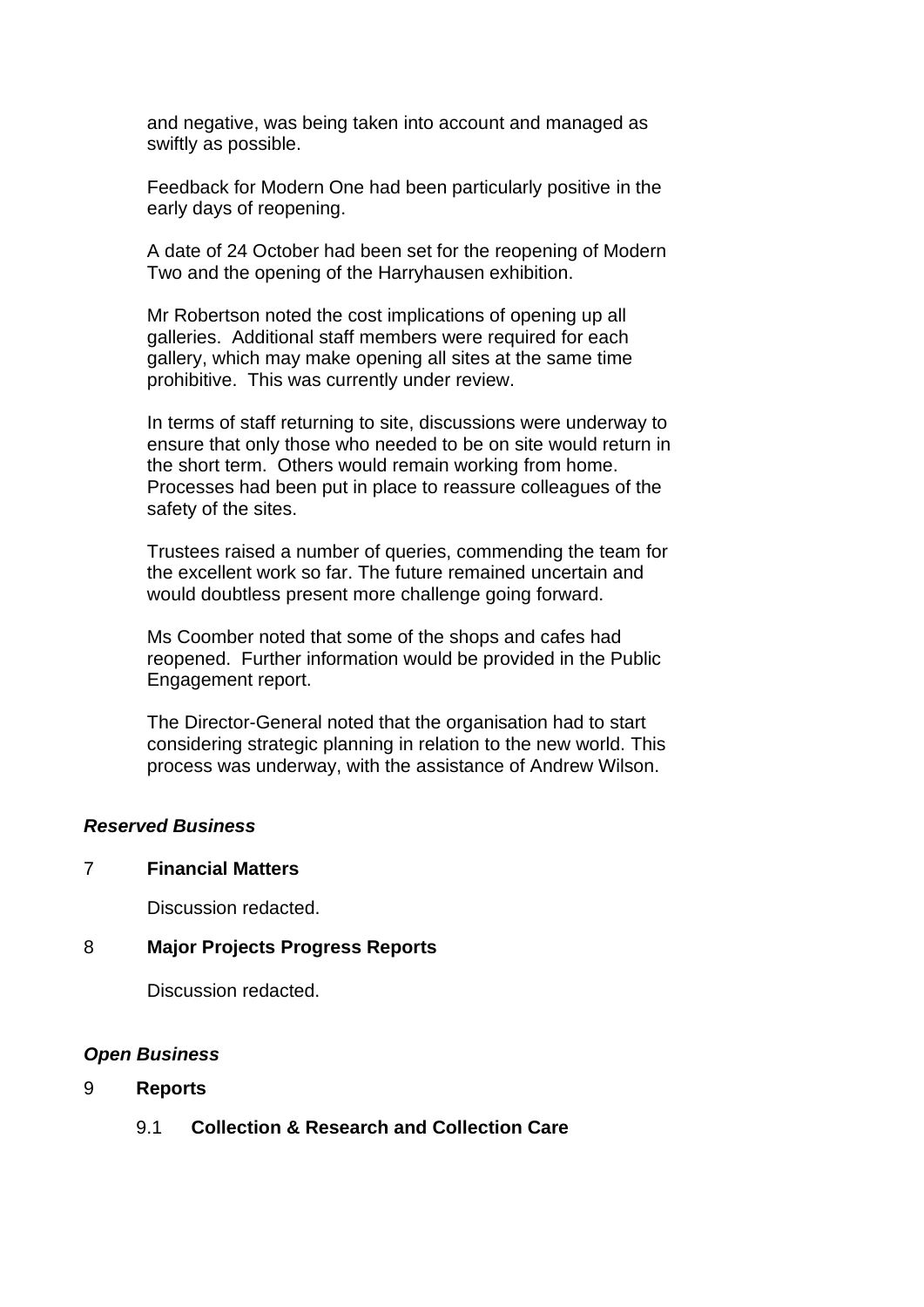and negative, was being taken into account and managed as swiftly as possible.

Feedback for Modern One had been particularly positive in the early days of reopening.

A date of 24 October had been set for the reopening of Modern Two and the opening of the Harryhausen exhibition.

Mr Robertson noted the cost implications of opening up all galleries. Additional staff members were required for each gallery, which may make opening all sites at the same time prohibitive. This was currently under review.

In terms of staff returning to site, discussions were underway to ensure that only those who needed to be on site would return in the short term. Others would remain working from home. Processes had been put in place to reassure colleagues of the safety of the sites.

Trustees raised a number of queries, commending the team for the excellent work so far. The future remained uncertain and would doubtless present more challenge going forward.

Ms Coomber noted that some of the shops and cafes had reopened. Further information would be provided in the Public Engagement report.

The Director-General noted that the organisation had to start considering strategic planning in relation to the new world. This process was underway, with the assistance of Andrew Wilson.

***Reserved Business***

7 **Financial Matters**

Discussion redacted.

8 **Major Projects Progress Reports**

Discussion redacted.

***Open Business***

9 **Reports**

9.1 **Collection & Research and Collection Care**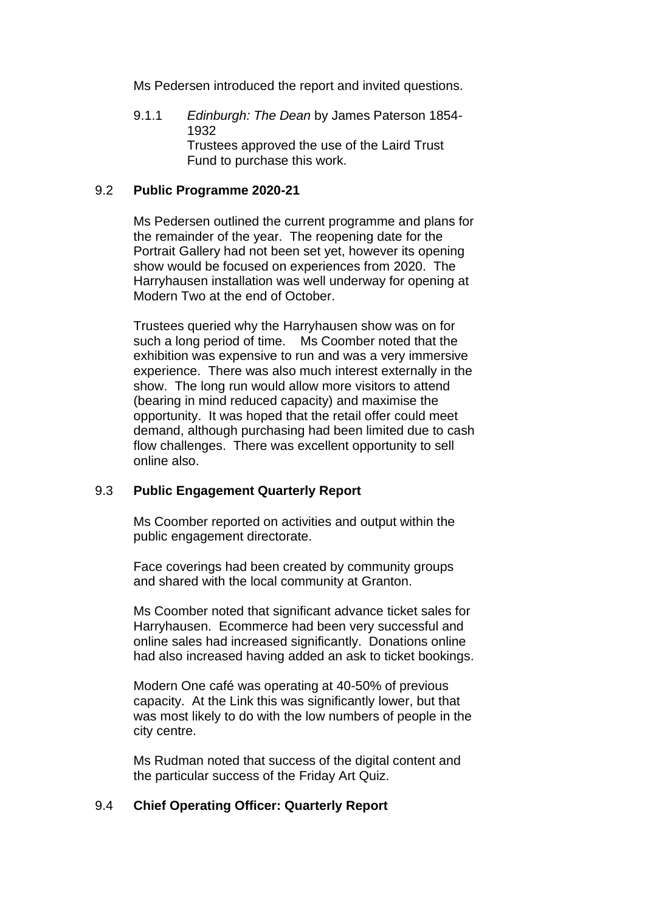Ms Pedersen introduced the report and invited questions.

9.1.1 *Edinburgh: The Dean* by James Paterson 1854-1932
Trustees approved the use of the Laird Trust Fund to purchase this work.

### 9.2 **Public Programme 2020-21**

Ms Pedersen outlined the current programme and plans for the remainder of the year. The reopening date for the Portrait Gallery had not been set yet, however its opening show would be focused on experiences from 2020. The Harryhausen installation was well underway for opening at Modern Two at the end of October.

Trustees queried why the Harryhausen show was on for such a long period of time. Ms Coomber noted that the exhibition was expensive to run and was a very immersive experience. There was also much interest externally in the show. The long run would allow more visitors to attend (bearing in mind reduced capacity) and maximise the opportunity. It was hoped that the retail offer could meet demand, although purchasing had been limited due to cash flow challenges. There was excellent opportunity to sell online also.

### 9.3 **Public Engagement Quarterly Report**

Ms Coomber reported on activities and output within the public engagement directorate.

Face coverings had been created by community groups and shared with the local community at Granton.

Ms Coomber noted that significant advance ticket sales for Harryhausen. Ecommerce had been very successful and online sales had increased significantly. Donations online had also increased having added an ask to ticket bookings.

Modern One café was operating at 40-50% of previous capacity. At the Link this was significantly lower, but that was most likely to do with the low numbers of people in the city centre.

Ms Rudman noted that success of the digital content and the particular success of the Friday Art Quiz.

### 9.4 **Chief Operating Officer: Quarterly Report**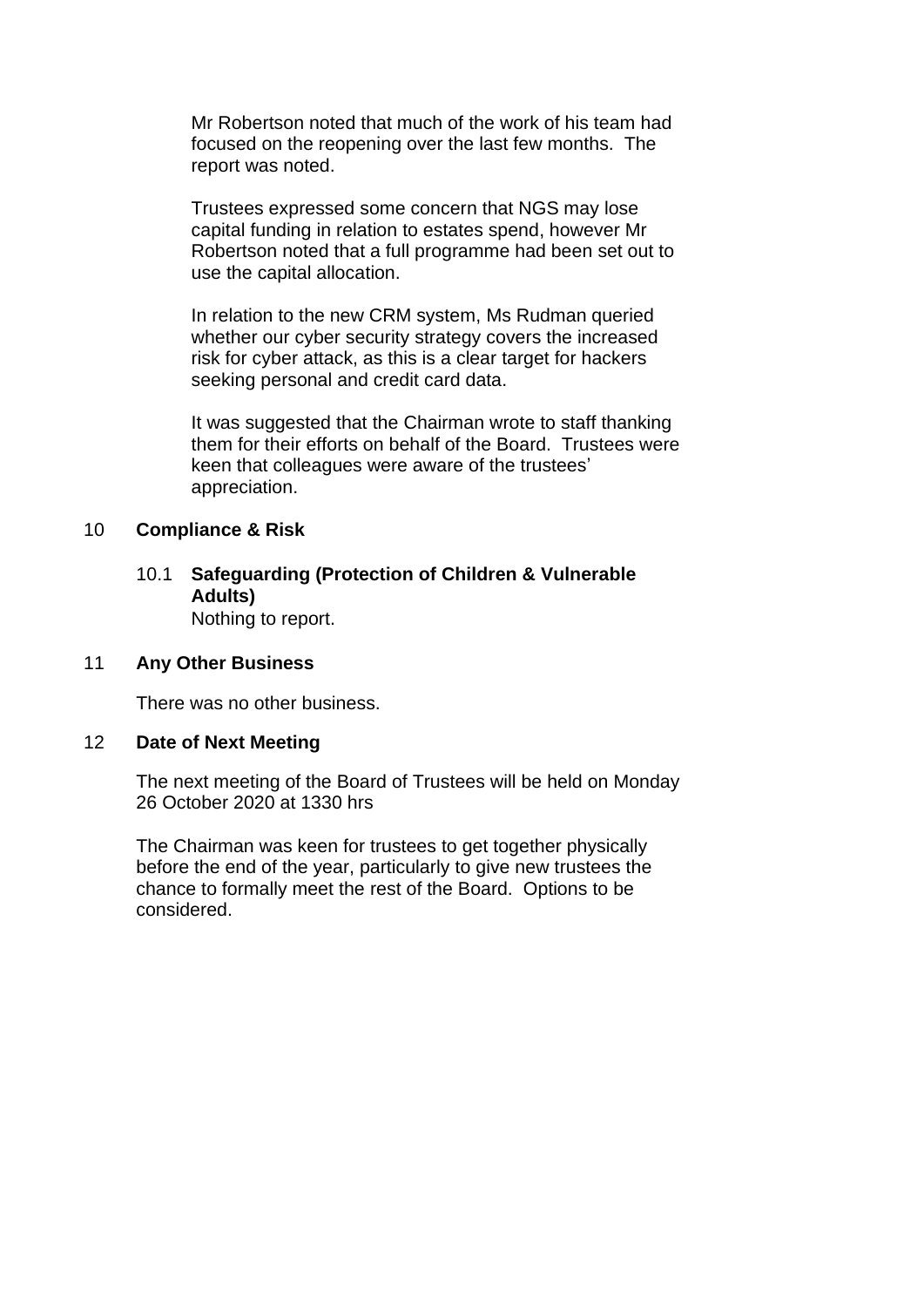Mr Robertson noted that much of the work of his team had focused on the reopening over the last few months. The report was noted.

Trustees expressed some concern that NGS may lose capital funding in relation to estates spend, however Mr Robertson noted that a full programme had been set out to use the capital allocation.

In relation to the new CRM system, Ms Rudman queried whether our cyber security strategy covers the increased risk for cyber attack, as this is a clear target for hackers seeking personal and credit card data.

It was suggested that the Chairman wrote to staff thanking them for their efforts on behalf of the Board. Trustees were keen that colleagues were aware of the trustees' appreciation.

## 10 Compliance & Risk

### 10.1 Safeguarding (Protection of Children & Vulnerable Adults)

Nothing to report.

## 11 Any Other Business

There was no other business.

## 12 Date of Next Meeting

The next meeting of the Board of Trustees will be held on Monday 26 October 2020 at 1330 hrs

The Chairman was keen for trustees to get together physically before the end of the year, particularly to give new trustees the chance to formally meet the rest of the Board. Options to be considered.